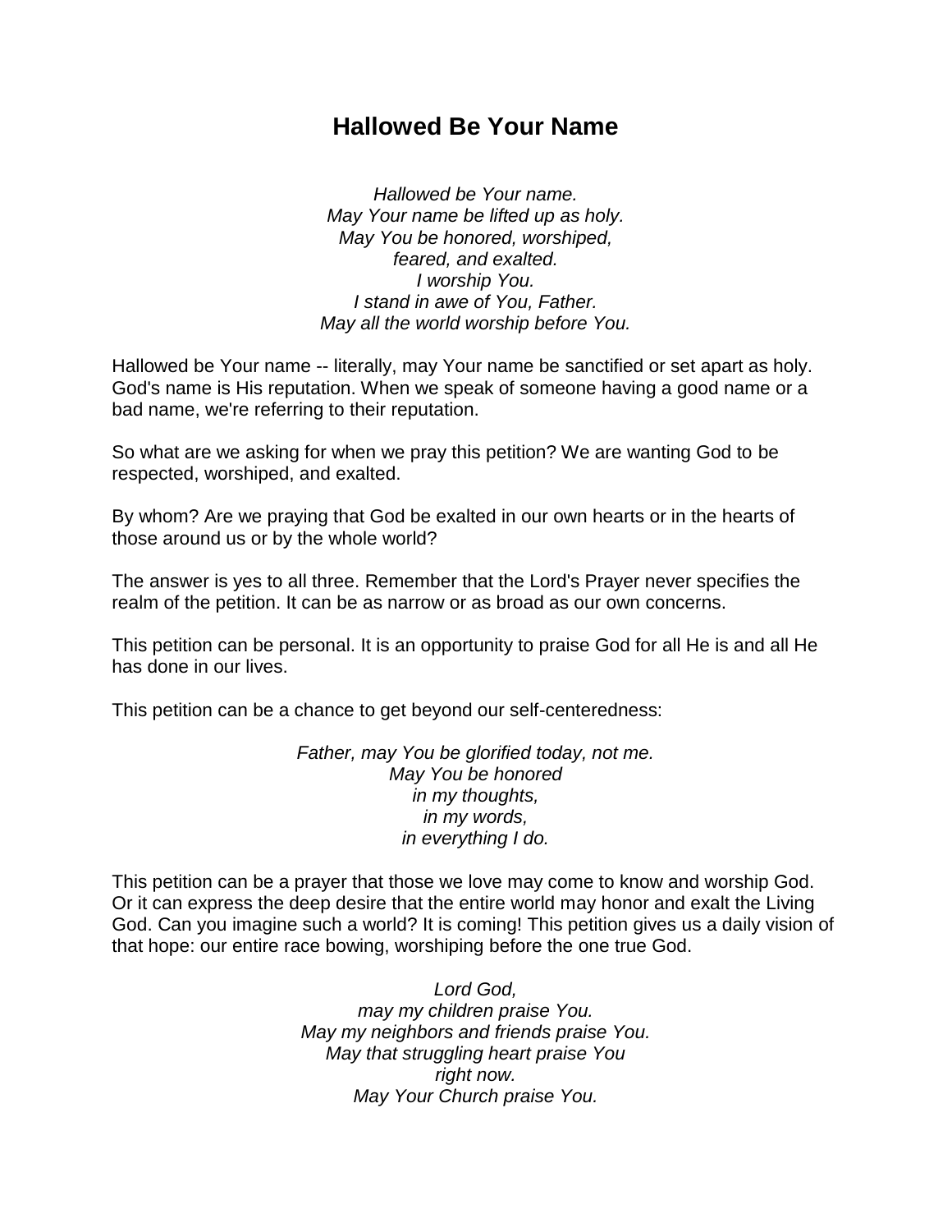# Hallowed Be Your Name

*Hallowed be Your name.*
*May Your name be lifted up as holy.*
*May You be honored, worshiped,*
*feared, and exalted.*
*I worship You.*
*I stand in awe of You, Father.*
*May all the world worship before You.*

Hallowed be Your name -- literally, may Your name be sanctified or set apart as holy. God's name is His reputation. When we speak of someone having a good name or a bad name, we're referring to their reputation.

So what are we asking for when we pray this petition? We are wanting God to be respected, worshiped, and exalted.

By whom? Are we praying that God be exalted in our own hearts or in the hearts of those around us or by the whole world?

The answer is yes to all three. Remember that the Lord's Prayer never specifies the realm of the petition. It can be as narrow or as broad as our own concerns.

This petition can be personal. It is an opportunity to praise God for all He is and all He has done in our lives.

This petition can be a chance to get beyond our self-centeredness:

*Father, may You be glorified today, not me.*
*May You be honored*
*in my thoughts,*
*in my words,*
*in everything I do.*

This petition can be a prayer that those we love may come to know and worship God. Or it can express the deep desire that the entire world may honor and exalt the Living God. Can you imagine such a world? It is coming! This petition gives us a daily vision of that hope: our entire race bowing, worshiping before the one true God.

*Lord God,*
*may my children praise You.*
*May my neighbors and friends praise You.*
*May that struggling heart praise You*
*right now.*
*May Your Church praise You.*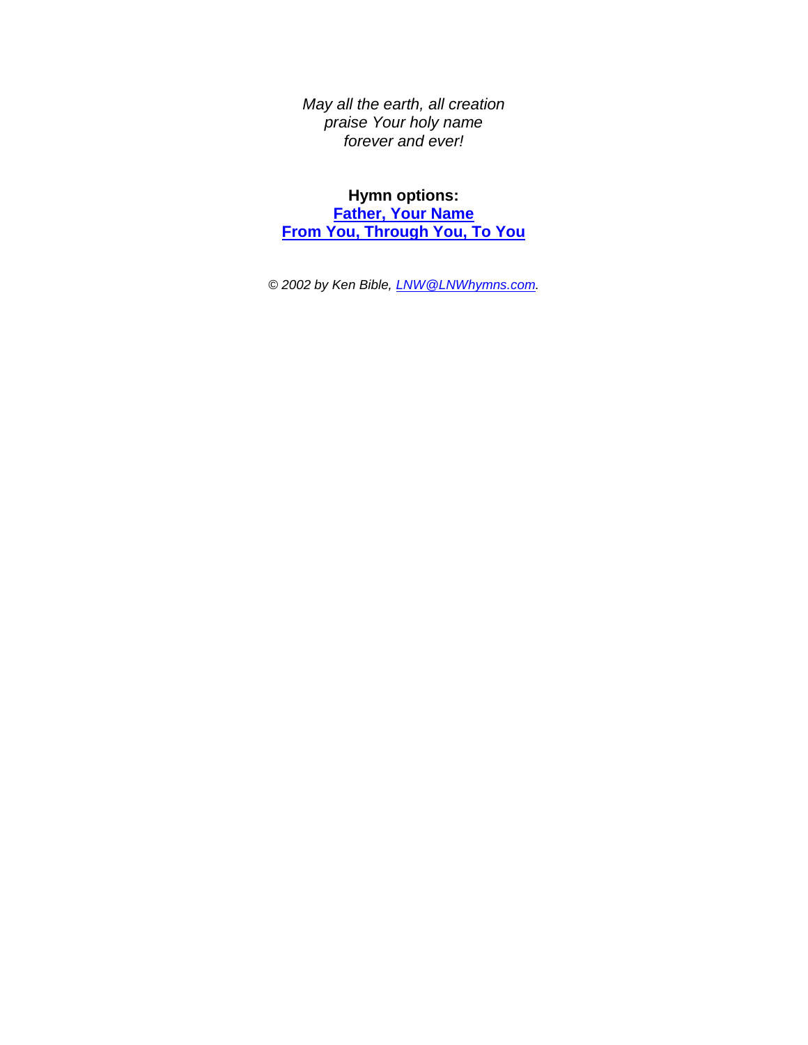*May all the earth, all creation*
*praise Your holy name*
*forever and ever!*

**Hymn options:**
**Father, Your Name**
**From You, Through You, To You**

*© 2002 by Ken Bible, LNW@LNWhymns.com.*